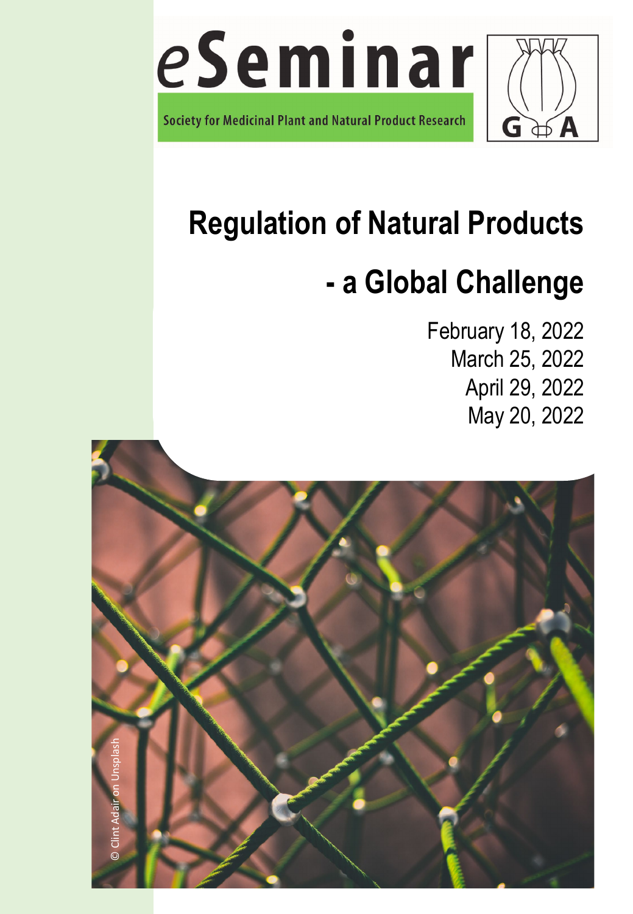# eSeminar

Society for Medicinal Plant and Natural Product Research

GA

# Regulation of Natural Products

# - a Global Challenge

February 18, 2022
March 25, 2022
April 29, 2022
May 20, 2022

© Clint Adair on Unsplash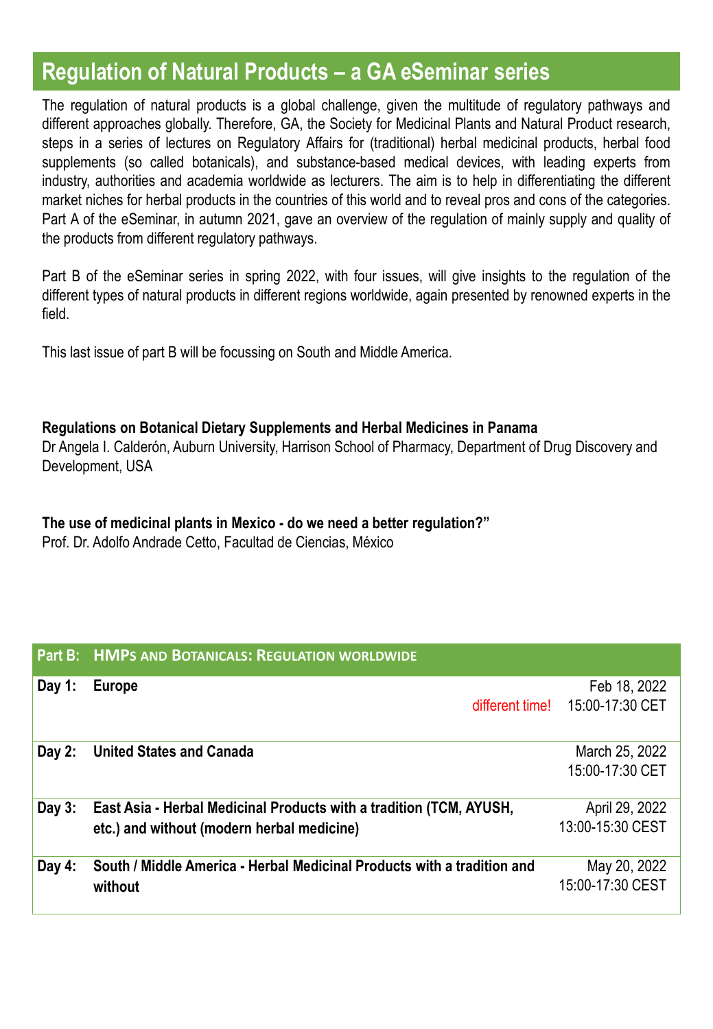# Regulation of Natural Products – a GA eSeminar series

The regulation of natural products is a global challenge, given the multitude of regulatory pathways and different approaches globally. Therefore, GA, the Society for Medicinal Plants and Natural Product research, steps in a series of lectures on Regulatory Affairs for (traditional) herbal medicinal products, herbal food supplements (so called botanicals), and substance-based medical devices, with leading experts from industry, authorities and academia worldwide as lecturers. The aim is to help in differentiating the different market niches for herbal products in the countries of this world and to reveal pros and cons of the categories. Part A of the eSeminar, in autumn 2021, gave an overview of the regulation of mainly supply and quality of the products from different regulatory pathways.

Part B of the eSeminar series in spring 2022, with four issues, will give insights to the regulation of the different types of natural products in different regions worldwide, again presented by renowned experts in the field.

This last issue of part B will be focussing on South and Middle America.

**Regulations on Botanical Dietary Supplements and Herbal Medicines in Panama**
Dr Angela I. Calderón, Auburn University, Harrison School of Pharmacy, Department of Drug Discovery and Development, USA

**The use of medicinal plants in Mexico - do we need a better regulation?"**
Prof. Dr. Adolfo Andrade Cetto, Facultad de Ciencias, México

| Part B: | HMPs and Botanicals: Regulation worldwide | |
|---|---|---|
| **Day 1:** | **Europe** different time! | Feb 18, 2022 15:00-17:30 CET |
| **Day 2:** | **United States and Canada** | March 25, 2022 15:00-17:30 CET |
| **Day 3:** | **East Asia - Herbal Medicinal Products with a tradition (TCM, AYUSH, etc.) and without (modern herbal medicine)** | April 29, 2022 13:00-15:30 CEST |
| **Day 4:** | **South / Middle America - Herbal Medicinal Products with a tradition and without** | May 20, 2022 15:00-17:30 CEST |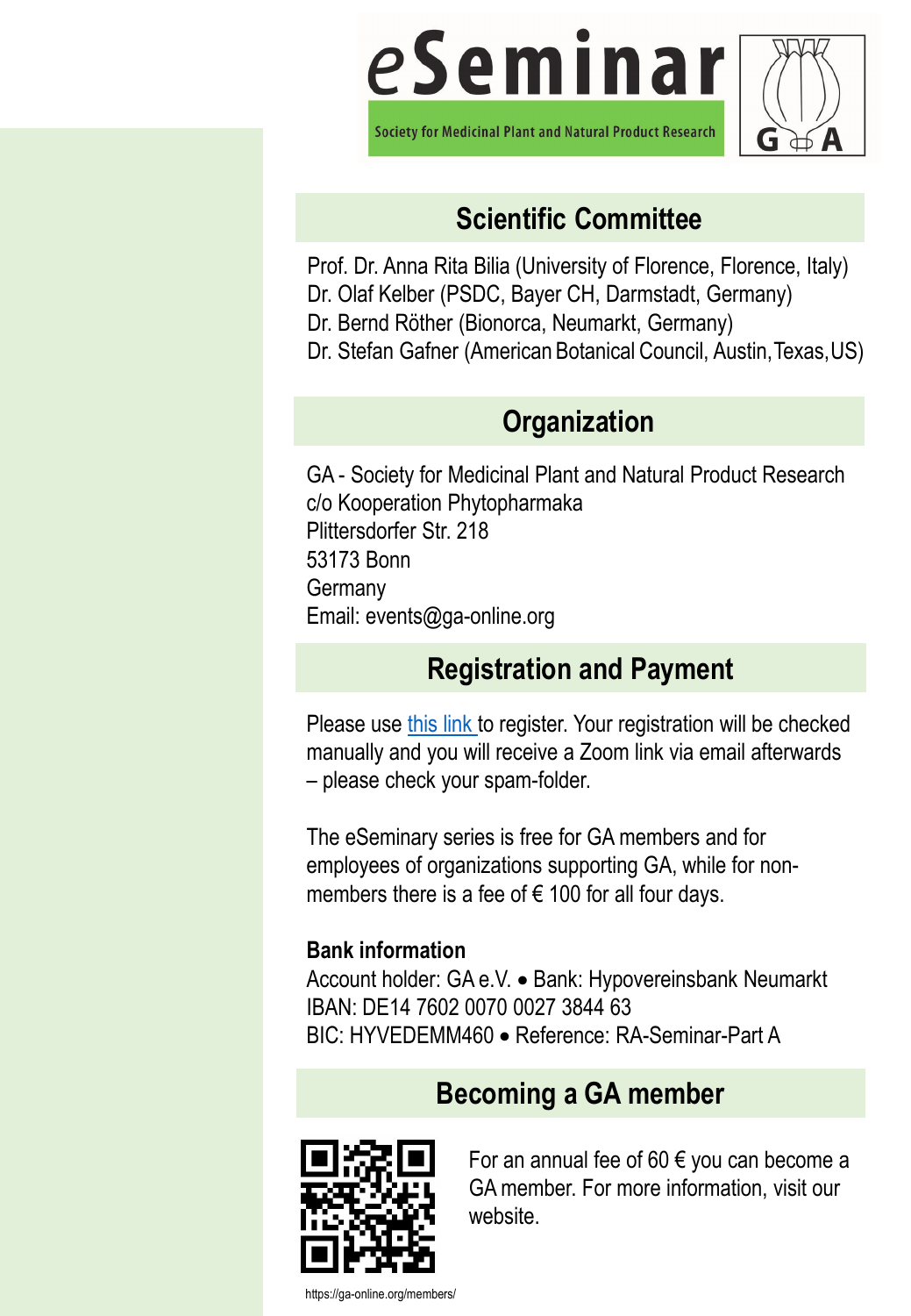eSeminar

Society for Medicinal Plant and Natural Product Research

GA

## Scientific Committee

Prof. Dr. Anna Rita Bilia (University of Florence, Florence, Italy)
Dr. Olaf Kelber (PSDC, Bayer CH, Darmstadt, Germany)
Dr. Bernd Röther (Bionorca, Neumarkt, Germany)
Dr. Stefan Gafner (American Botanical Council, Austin, Texas, US)

## Organization

GA - Society for Medicinal Plant and Natural Product Research
c/o Kooperation Phytopharmaka
Plittersdorfer Str. 218
53173 Bonn
Germany
Email: events@ga-online.org

## Registration and Payment

Please use this link to register. Your registration will be checked manually and you will receive a Zoom link via email afterwards – please check your spam-folder.

The eSeminary series is free for GA members and for employees of organizations supporting GA, while for non-members there is a fee of € 100 for all four days.

**Bank information**
Account holder: GA e.V. • Bank: Hypovereinsbank Neumarkt
IBAN: DE14 7602 0070 0027 3844 63
BIC: HYVEDEMM460 • Reference: RA-Seminar-Part A

## Becoming a GA member

For an annual fee of 60 € you can become a GA member. For more information, visit our website.

https://ga-online.org/members/